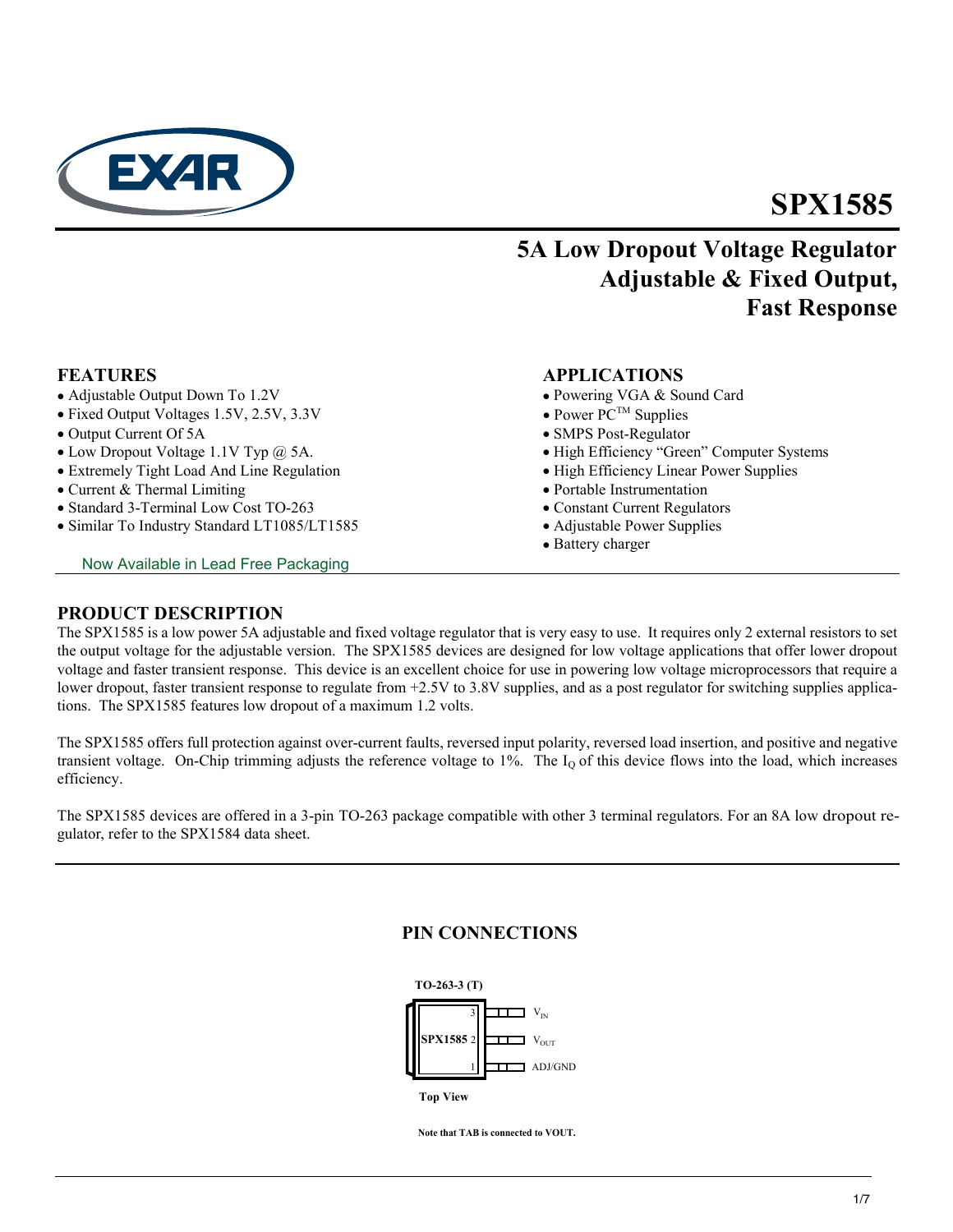# SPX1585

## 5A Low Dropout Voltage Regulator Adjustable & Fixed Output, Fast Response

### FEATURES

- Adjustable Output Down To 1.2V
- Fixed Output Voltages 1.5V, 2.5V, 3.3V
- Output Current Of 5A
- Low Dropout Voltage 1.1V Typ @ 5A.
- Extremely Tight Load And Line Regulation
- Current & Thermal Limiting
- Standard 3-Terminal Low Cost TO-263
- Similar To Industry Standard LT1085/LT1585

Now Available in Lead Free Packaging

### APPLICATIONS

- Powering VGA & Sound Card
- Power PC™ Supplies
- SMPS Post-Regulator
- High Efficiency "Green" Computer Systems
- High Efficiency Linear Power Supplies
- Portable Instrumentation
- Constant Current Regulators
- Adjustable Power Supplies
- Battery charger

### PRODUCT DESCRIPTION

The SPX1585 is a low power 5A adjustable and fixed voltage regulator that is very easy to use. It requires only 2 external resistors to set the output voltage for the adjustable version. The SPX1585 devices are designed for low voltage applications that offer lower dropout voltage and faster transient response. This device is an excellent choice for use in powering low voltage microprocessors that require a lower dropout, faster transient response to regulate from +2.5V to 3.8V supplies, and as a post regulator for switching supplies applications. The SPX1585 features low dropout of a maximum 1.2 volts.

The SPX1585 offers full protection against over-current faults, reversed input polarity, reversed load insertion, and positive and negative transient voltage. On-Chip trimming adjusts the reference voltage to 1%. The $I_Q$ of this device flows into the load, which increases efficiency.

The SPX1585 devices are offered in a 3-pin TO-263 package compatible with other 3 terminal regulators. For an 8A low dropout regulator, refer to the SPX1584 data sheet.

### PIN CONNECTIONS

**TO-263-3 (T)**

SPX1585

- 3 — $V_{IN}$
- 2 — $V_{OUT}$
- 1 — ADJ/GND

**Top View**

**Note that TAB is connected to VOUT.**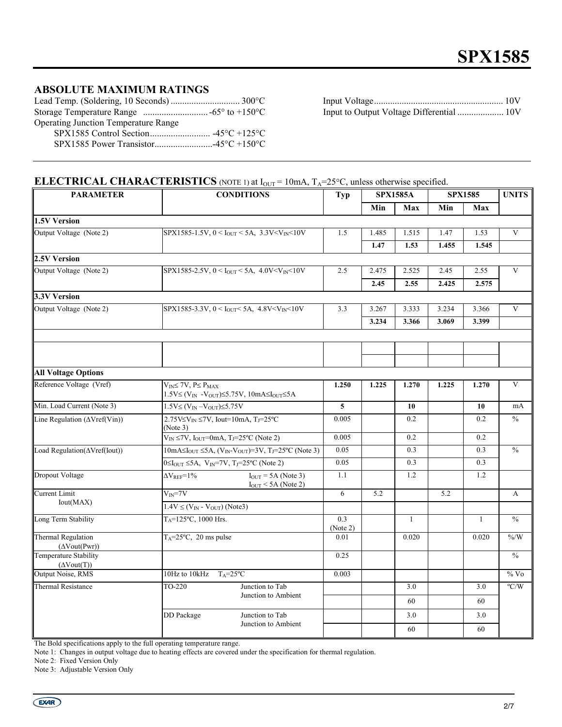## ABSOLUTE MAXIMUM RATINGS

Lead Temp. (Soldering, 10 Seconds) .............................. 300°C
Storage Temperature Range ............................ -65° to +150°C
Operating Junction Temperature Range
    SPX1585 Control Section.......................... -45°C +125°C
    SPX1585 Power Transistor.........................-45°C +150°C

Input Voltage....................................................... 10V
Input to Output Voltage Differential .................... 10V

## ELECTRICAL CHARACTERISTICS (NOTE 1) at $I_{OUT}$ = 10mA, $T_A$=25°C, unless otherwise specified.

| PARAMETER | CONDITIONS | | Typ | SPX1585A | | SPX1585 | | UNITS |
|---|---|---|---|---|---|---|---|---|
| | | | | Min | Max | Min | Max | |
| **1.5V Version** | | | | | | | | |
| Output Voltage (Note 2) | SPX1585-1.5V, 0 < $I_{OUT}$ < 5A, 3.3V<$V_{IN}$<10V | | 1.5 | 1.485 | 1.515 | 1.47 | 1.53 | V |
| | | | | **1.47** | **1.53** | **1.455** | **1.545** | |
| **2.5V Version** | | | | | | | | |
| Output Voltage (Note 2) | SPX1585-2.5V, 0 < $I_{OUT}$ < 5A, 4.0V<$V_{IN}$<10V | | 2.5 | 2.475 | 2.525 | 2.45 | 2.55 | V |
| | | | | **2.45** | **2.55** | **2.425** | **2.575** | |
| **3.3V Version** | | | | | | | | |
| Output Voltage (Note 2) | SPX1585-3.3V, 0 < $I_{OUT}$< 5A, 4.8V<$V_{IN}$<10V | | 3.3 | 3.267 | 3.333 | 3.234 | 3.366 | V |
| | | | | **3.234** | **3.366** | **3.069** | **3.399** | |
| **All Voltage Options** | | | | | | | | |
| Reference Voltage (Vref) | $V_{IN}$≤ 7V, P≤ $P_{MAX}$ 1.5V≤ ($V_{IN}$ -$V_{OUT}$)≤5.75V, 10mA≤$I_{OUT}$≤5A | | **1.250** | **1.225** | **1.270** | **1.225** | **1.270** | V |
| Min. Load Current (Note 3) | 1.5V≤ ($V_{IN}$ –$V_{OUT}$)≤5.75V | | **5** | | **10** | | **10** | mA |
| Line Regulation (ΔVref(Vin)) | 2.75V≤$V_{IN}$ ≤7V, Iout=10mA, $T_J$=25ºC (Note 3) | | 0.005 | | 0.2 | | 0.2 | % |
| | $V_{IN}$ ≤7V, $I_{OUT}$=0mA, $T_J$=25ºC (Note 2) | | 0.005 | | 0.2 | | 0.2 | |
| Load Regulation(ΔVref(Iout)) | 10mA≤$I_{OUT}$ ≤5A, ($V_{IN}$-$V_{OUT}$)=3V, $T_J$=25ºC (Note 3) | | 0.05 | | 0.3 | | 0.3 | % |
| | 0≤$I_{OUT}$ ≤5A, $V_{IN}$=7V, $T_J$=25ºC (Note 2) | | 0.05 | | 0.3 | | 0.3 | |
| Dropout Voltage | $\Delta V_{REF}$=1% | $I_{OUT}$ = 5A (Note 3) $I_{OUT}$ < 5A (Note 2) | 1.1 | | 1.2 | | 1.2 | |
| Current Limit Iout(MAX) | $V_{IN}$=7V | | 6 | 5.2 | | 5.2 | | A |
| | 1.4V ≤ ($V_{IN}$ - $V_{OUT}$) (Note3) | | | | | | | |
| Long Term Stability | $T_A$=125ºC, 1000 Hrs. | | 0.3 (Note 2) | | 1 | | 1 | % |
| Thermal Regulation (ΔVout(Pwr)) | $T_A$=25ºC, 20 ms pulse | | 0.01 | | 0.020 | | 0.020 | %/W |
| Temperature Stability (ΔVout(T)) | | | 0.25 | | | | | % |
| Output Noise, RMS | 10Hz to 10kHz $T_A$=25ºC | | 0.003 | | | | | % Vo |
| Thermal Resistance | TO-220 | Junction to Tab | | | 3.0 | | 3.0 | ºC/W |
| | | Junction to Ambient | | | 60 | | 60 | |
| | DD Package | Junction to Tab | | | 3.0 | | 3.0 | |
| | | Junction to Ambient | | | 60 | | 60 | |

The Bold specifications apply to the full operating temperature range.

Note 1: Changes in output voltage due to heating effects are covered under the specification for thermal regulation.

Note 2: Fixed Version Only

Note 3: Adjustable Version Only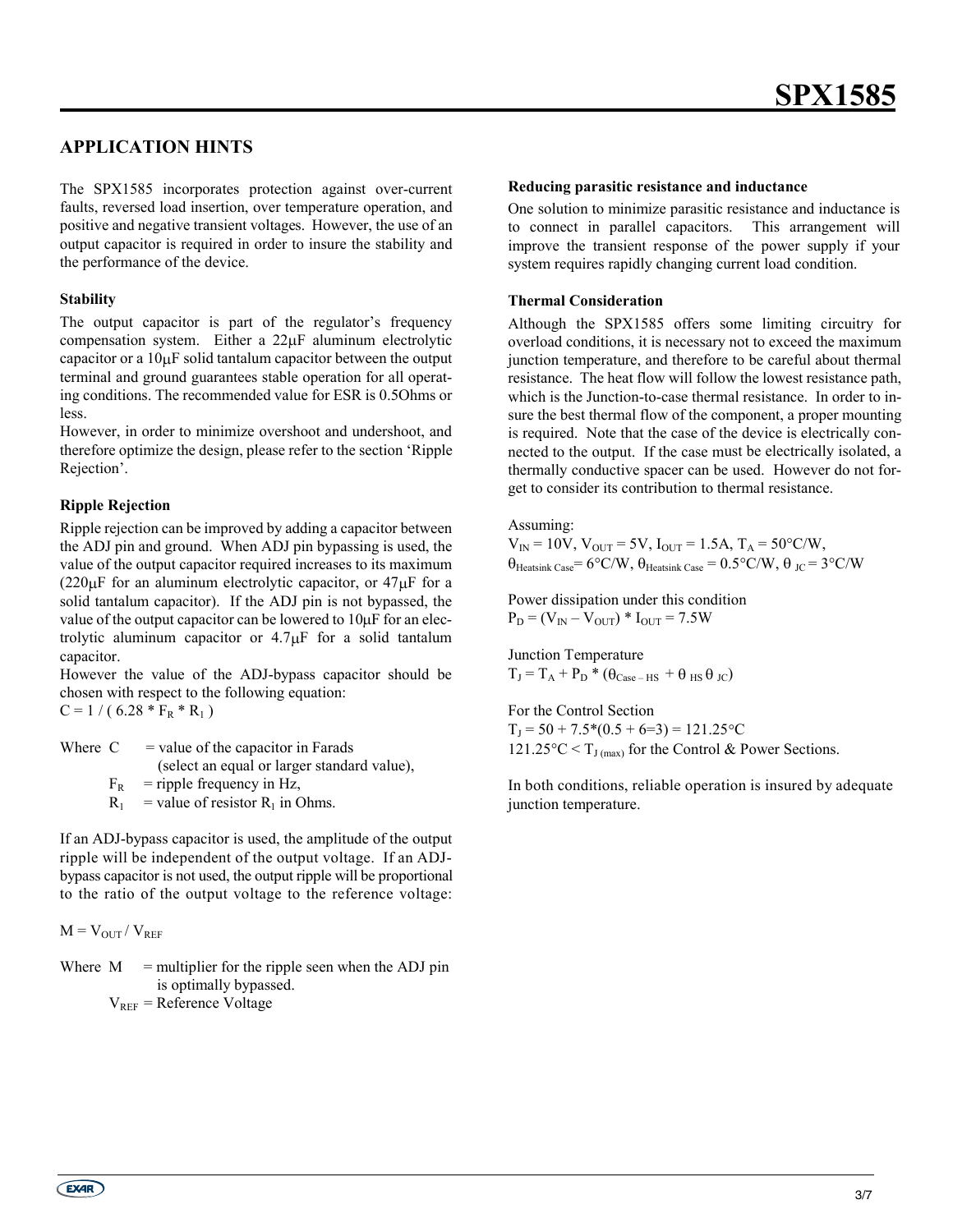## APPLICATION HINTS

The SPX1585 incorporates protection against over-current faults, reversed load insertion, over temperature operation, and positive and negative transient voltages. However, the use of an output capacitor is required in order to insure the stability and the performance of the device.

### Stability

The output capacitor is part of the regulator's frequency compensation system. Either a 22μF aluminum electrolytic capacitor or a 10μF solid tantalum capacitor between the output terminal and ground guarantees stable operation for all operating conditions. The recommended value for ESR is 0.5Ohms or less.

However, in order to minimize overshoot and undershoot, and therefore optimize the design, please refer to the section 'Ripple Rejection'.

### Ripple Rejection

Ripple rejection can be improved by adding a capacitor between the ADJ pin and ground. When ADJ pin bypassing is used, the value of the output capacitor required increases to its maximum (220μF for an aluminum electrolytic capacitor, or 47μF for a solid tantalum capacitor). If the ADJ pin is not bypassed, the value of the output capacitor can be lowered to 10μF for an electrolytic aluminum capacitor or 4.7μF for a solid tantalum capacitor.

However the value of the ADJ-bypass capacitor should be chosen with respect to the following equation:

$C = 1 / ( 6.28 * F_R * R_1 )$

Where C = value of the capacitor in Farads (select an equal or larger standard value),

$F_R$ = ripple frequency in Hz,

$R_1$ = value of resistor $R_1$ in Ohms.

If an ADJ-bypass capacitor is used, the amplitude of the output ripple will be independent of the output voltage. If an ADJ-bypass capacitor is not used, the output ripple will be proportional to the ratio of the output voltage to the reference voltage:

$M = V_{OUT} / V_{REF}$

Where M = multiplier for the ripple seen when the ADJ pin is optimally bypassed.

$V_{REF}$ = Reference Voltage

### Reducing parasitic resistance and inductance

One solution to minimize parasitic resistance and inductance is to connect in parallel capacitors. This arrangement will improve the transient response of the power supply if your system requires rapidly changing current load condition.

### Thermal Consideration

Although the SPX1585 offers some limiting circuitry for overload conditions, it is necessary not to exceed the maximum junction temperature, and therefore to be careful about thermal resistance. The heat flow will follow the lowest resistance path, which is the Junction-to-case thermal resistance. In order to insure the best thermal flow of the component, a proper mounting is required. Note that the case of the device is electrically connected to the output. If the case must be electrically isolated, a thermally conductive spacer can be used. However do not forget to consider its contribution to thermal resistance.

Assuming:

$V_{IN}$ = 10V, $V_{OUT}$ = 5V, $I_{OUT}$ = 1.5A, $T_A$ = 50°C/W,
$\theta_{Heatsink\ Case}$= 6°C/W, $\theta_{Heatsink\ Case}$ = 0.5°C/W, $\theta_{JC}$ = 3°C/W

Power dissipation under this condition

$P_D = (V_{IN} – V_{OUT}) * I_{OUT} = 7.5W$

Junction Temperature

$T_J = T_A + P_D * (\theta_{Case – HS} + \theta_{HS} \theta_{JC})$

For the Control Section

$T_J$ = 50 + 7.5*(0.5 + 6=3) = 121.25°C

121.25°C < $T_{J\ (max)}$ for the Control & Power Sections.

In both conditions, reliable operation is insured by adequate junction temperature.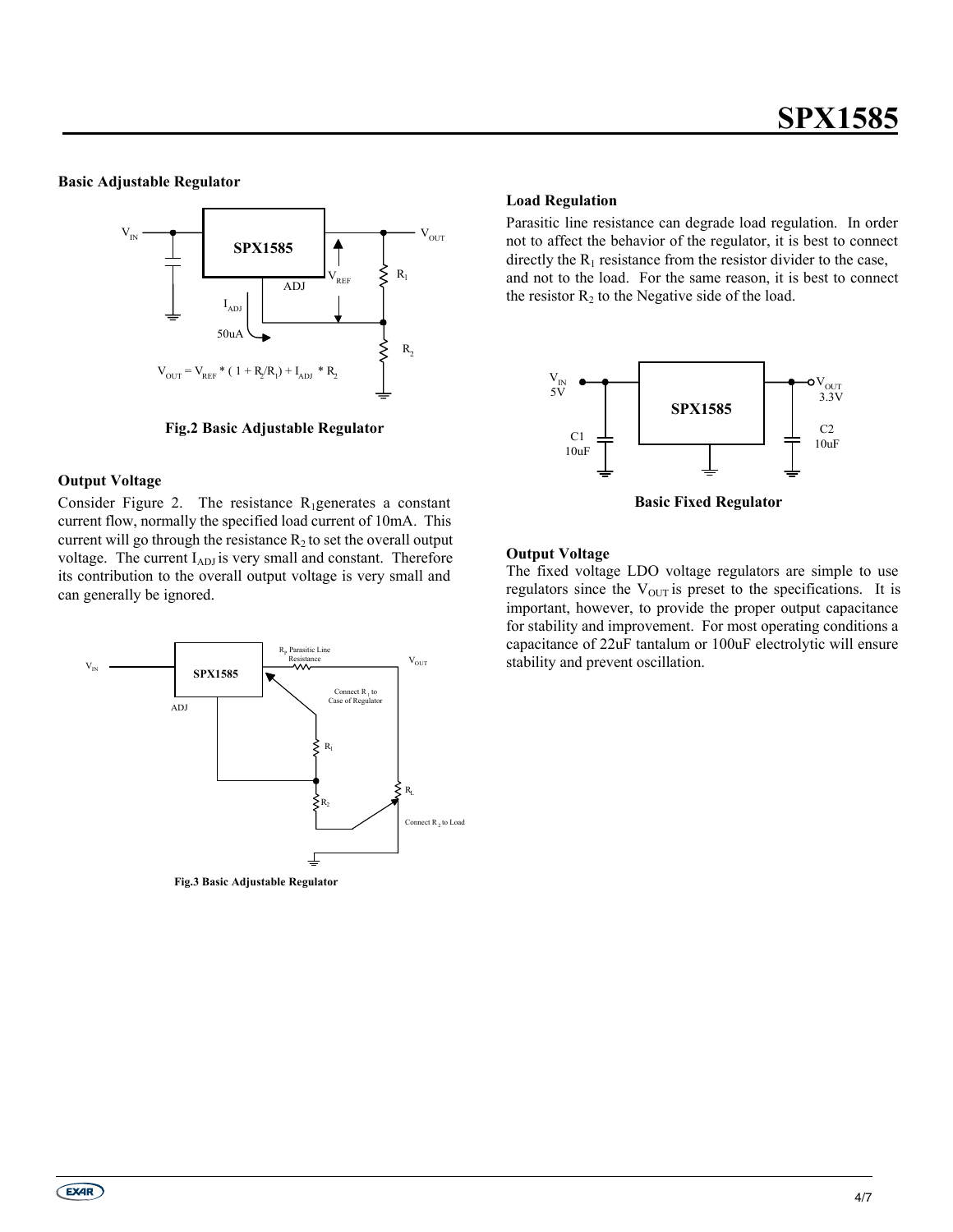### Basic Adjustable Regulator

$$V_{OUT} = V_{REF} * ( 1 + R_2/R_1) + I_{ADJ} * R_2$$

**Fig.2 Basic Adjustable Regulator**

### Output Voltage

Consider Figure 2. The resistance $R_1$ generates a constant current flow, normally the specified load current of 10mA. This current will go through the resistance $R_2$ to set the overall output voltage. The current $I_{ADJ}$ is very small and constant. Therefore its contribution to the overall output voltage is very small and can generally be ignored.

**Fig.3 Basic Adjustable Regulator**

### Load Regulation

Parasitic line resistance can degrade load regulation. In order not to affect the behavior of the regulator, it is best to connect directly the $R_1$ resistance from the resistor divider to the case, and not to the load. For the same reason, it is best to connect the resistor $R_2$ to the Negative side of the load.

**Basic Fixed Regulator**

### Output Voltage

The fixed voltage LDO voltage regulators are simple to use regulators since the $V_{OUT}$ is preset to the specifications. It is important, however, to provide the proper output capacitance for stability and improvement. For most operating conditions a capacitance of 22uF tantalum or 100uF electrolytic will ensure stability and prevent oscillation.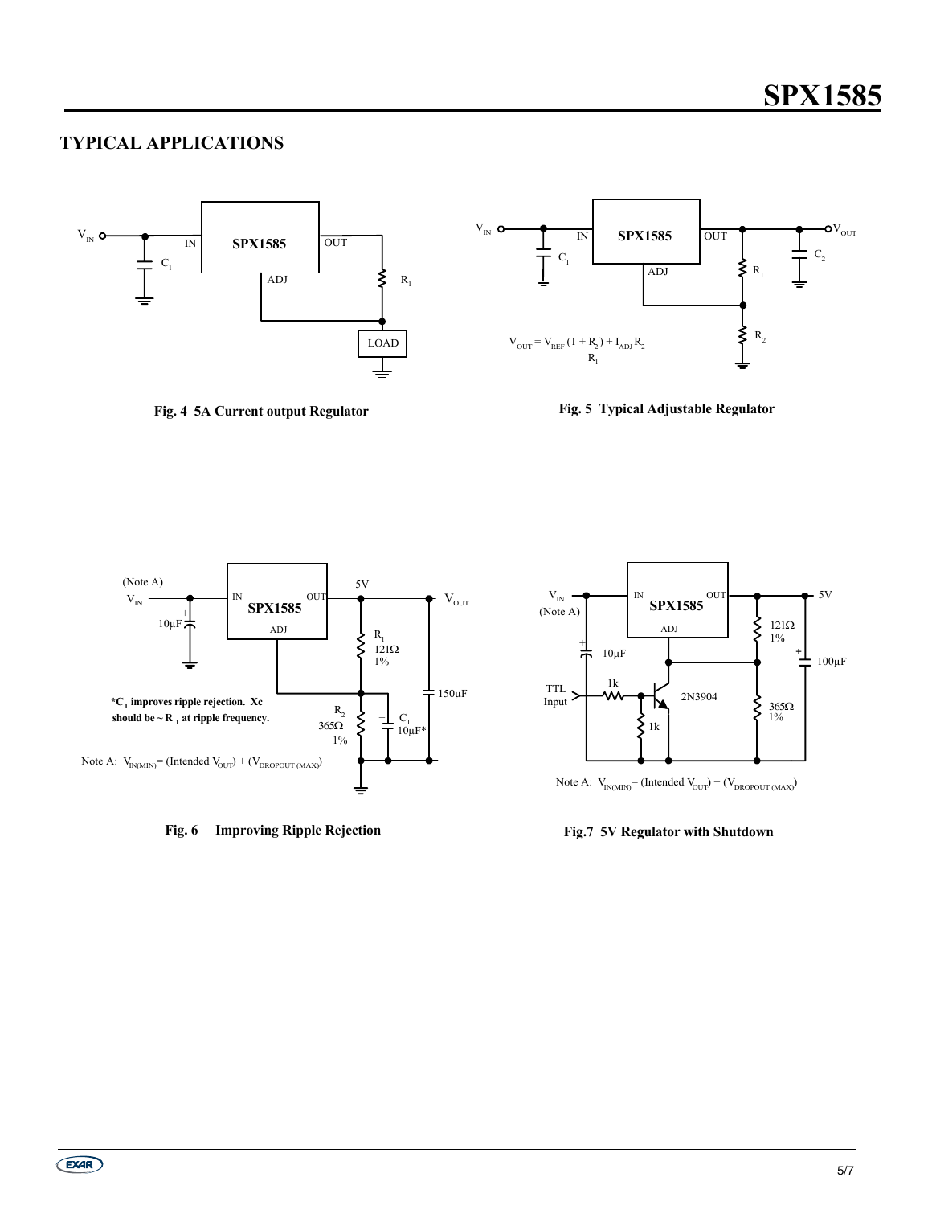## TYPICAL APPLICATIONS

$V_{IN}$ IN **SPX1585** OUT ADJ $C_1$ $R_1$ LOAD

**Fig. 4 5A Current output Regulator**

$V_{IN}$ IN **SPX1585** OUT ADJ $C_1$ $R_1$ $R_2$ $C_2$ $V_{OUT}$

$$V_{OUT} = V_{REF}\left(1 + \frac{R_2}{R_1}\right) + I_{ADJ} R_2$$

**Fig. 5 Typical Adjustable Regulator**

(Note A) $V_{IN}$ 10µF IN **SPX1585** OUT ADJ 5V $V_{OUT}$ $R_1$ 121Ω 1% $R_2$ 365Ω 1% $C_1$ 10µF* 150µF

***$C_1$ improves ripple rejection. Xc should be ~ $R_1$ at ripple frequency.**

Note A: $V_{IN(MIN)}$ = (Intended $V_{OUT}$) + ($V_{DROPOUT\,(MAX)}$)

**Fig. 6 Improving Ripple Rejection**

$V_{IN}$ (Note A) 10µF IN **SPX1585** OUT ADJ 5V 121Ω 1% 365Ω 1% 100µF TTL Input 1k 1k 2N3904

Note A: $V_{IN(MIN)}$ = (Intended $V_{OUT}$) + ($V_{DROPOUT\,(MAX)}$)

**Fig.7 5V Regulator with Shutdown**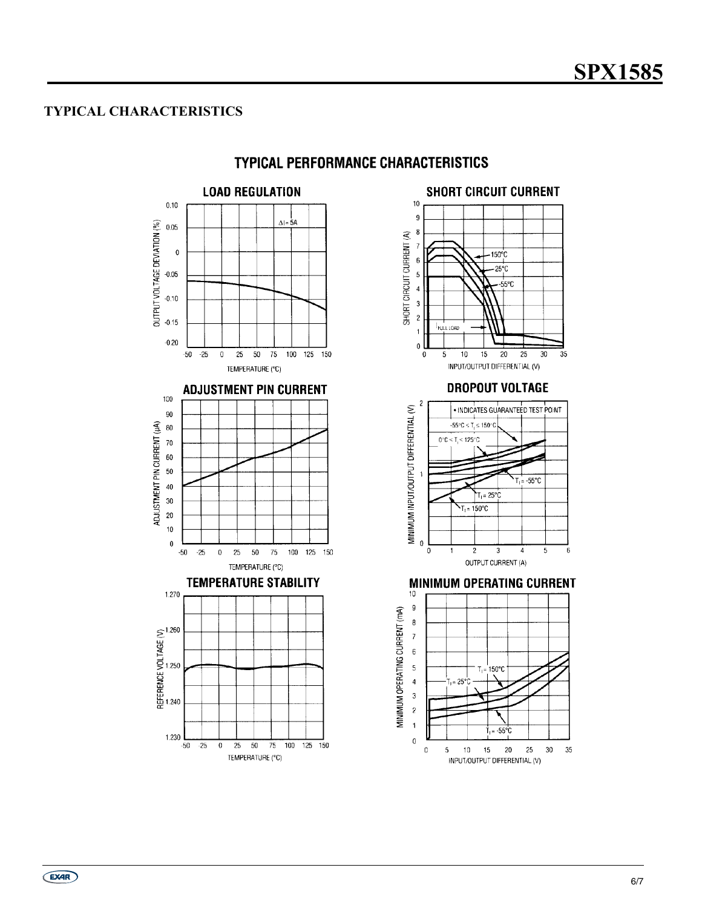## TYPICAL CHARACTERISTICS

### TYPICAL PERFORMANCE CHARACTERISTICS

**LOAD REGULATION**

**SHORT CIRCUIT CURRENT**

**ADJUSTMENT PIN CURRENT**

**DROPOUT VOLTAGE**

**TEMPERATURE STABILITY**

**MINIMUM OPERATING CURRENT**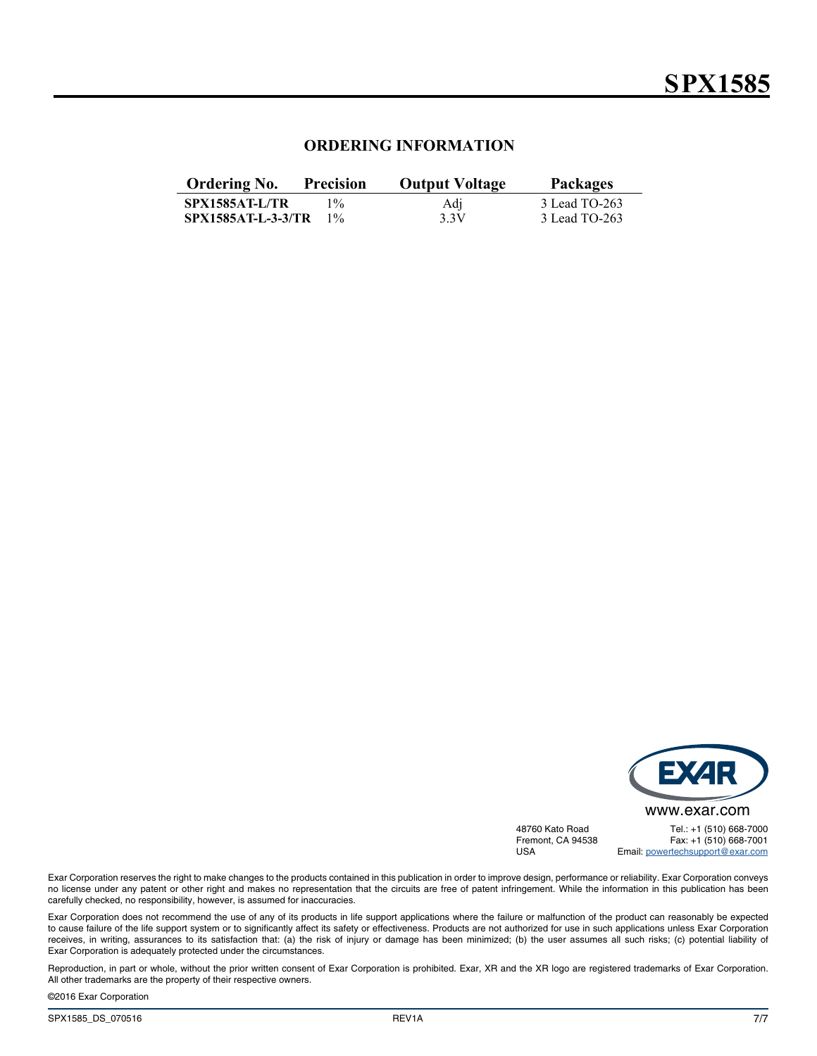## ORDERING INFORMATION

| Ordering No. | Precision | Output Voltage | Packages |
|---|---|---|---|
| **SPX1585AT-L/TR** | 1% | Adj | 3 Lead TO-263 |
| **SPX1585AT-L-3-3/TR** | 1% | 3.3V | 3 Lead TO-263 |

www.exar.com

48760 Kato Road
Fremont, CA 94538
USA

Tel.: +1 (510) 668-7000
Fax: +1 (510) 668-7001
Email: powertechsupport@exar.com

Exar Corporation reserves the right to make changes to the products contained in this publication in order to improve design, performance or reliability. Exar Corporation conveys no license under any patent or other right and makes no representation that the circuits are free of patent infringement. While the information in this publication has been carefully checked, no responsibility, however, is assumed for inaccuracies.

Exar Corporation does not recommend the use of any of its products in life support applications where the failure or malfunction of the product can reasonably be expected to cause failure of the life support system or to significantly affect its safety or effectiveness. Products are not authorized for use in such applications unless Exar Corporation receives, in writing, assurances to its satisfaction that: (a) the risk of injury or damage has been minimized; (b) the user assumes all such risks; (c) potential liability of Exar Corporation is adequately protected under the circumstances.

Reproduction, in part or whole, without the prior written consent of Exar Corporation is prohibited. Exar, XR and the XR logo are registered trademarks of Exar Corporation. All other trademarks are the property of their respective owners.

©2016 Exar Corporation

SPX1585_DS_070516 REV1A